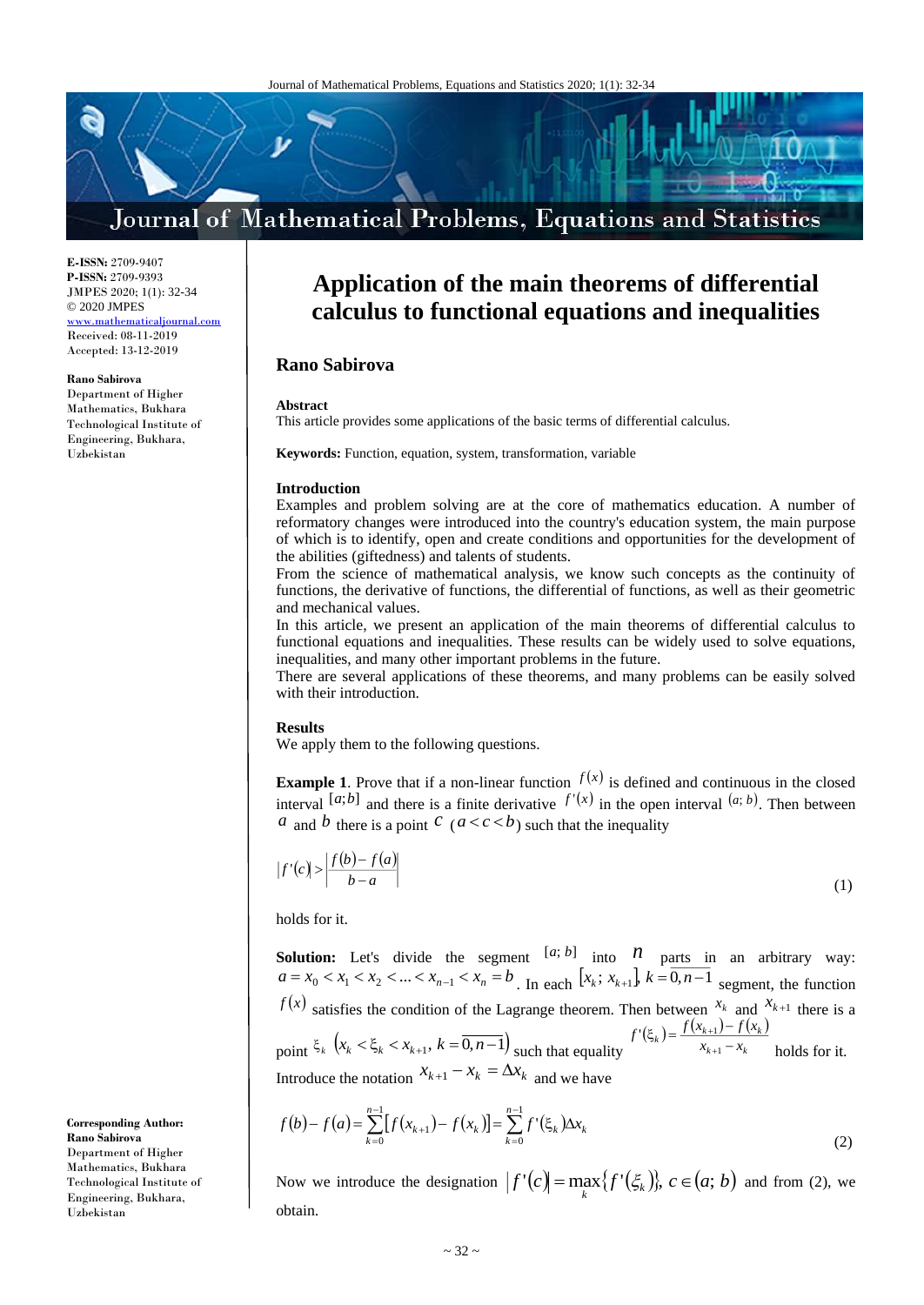**E-ISSN:** 2709-9407
**P-ISSN:** 2709-9393
JMPES 2020; 1(1): 32-34
© 2020 JMPES
www.mathematicaljournal.com
Received: 08-11-2019
Accepted: 13-12-2019

**Rano Sabirova**
Department of Higher Mathematics, Bukhara Technological Institute of Engineering, Bukhara, Uzbekistan

**Corresponding Author:**
**Rano Sabirova**
Department of Higher Mathematics, Bukhara Technological Institute of Engineering, Bukhara, Uzbekistan

# Application of the main theorems of differential calculus to functional equations and inequalities

**Rano Sabirova**

**Abstract**
This article provides some applications of the basic terms of differential calculus.

**Keywords:** Function, equation, system, transformation, variable

## Introduction

Examples and problem solving are at the core of mathematics education. A number of reformatory changes were introduced into the country's education system, the main purpose of which is to identify, open and create conditions and opportunities for the development of the abilities (giftedness) and talents of students.

From the science of mathematical analysis, we know such concepts as the continuity of functions, the derivative of functions, the differential of functions, as well as their geometric and mechanical values.

In this article, we present an application of the main theorems of differential calculus to functional equations and inequalities. These results can be widely used to solve equations, inequalities, and many other important problems in the future.

There are several applications of these theorems, and many problems can be easily solved with their introduction.

## Results

We apply them to the following questions.

**Example 1**. Prove that if a non-linear function $f(x)$ is defined and continuous in the closed interval $[a;b]$ and there is a finite derivative $f'(x)$ in the open interval $(a;b)$. Then between $a$ and $b$ there is a point $c$ ($a<c<b$) such that the inequality

$$|f'(c)| > \left|\frac{f(b)-f(a)}{b-a}\right| \tag{1}$$

holds for it.

**Solution:** Let's divide the segment $[a;b]$ into $n$ parts in an arbitrary way: $a = x_0 < x_1 < x_2 < ... < x_{n-1} < x_n = b$. In each $[x_k;\, x_{k+1}],\ k=\overline{0,n-1}$ segment, the function $f(x)$ satisfies the condition of the Lagrange theorem. Then between $x_k$ and $x_{k+1}$ there is a point $\xi_k$ $\left(x_k < \xi_k < x_{k+1},\ k=\overline{0,n-1}\right)$ such that equality $f'(\xi_k) = \dfrac{f(x_{k+1})-f(x_k)}{x_{k+1}-x_k}$ holds for it.
Introduce the notation $x_{k+1} - x_k = \Delta x_k$ and we have

$$f(b)-f(a) = \sum_{k=0}^{n-1}\left[f(x_{k+1}) - f(x_k)\right] = \sum_{k=0}^{n-1} f'(\xi_k)\Delta x_k \tag{2}$$

Now we introduce the designation $|f'(c)| = \max\limits_k\{f'(\xi_k)\},\ c\in(a;\, b)$ and from (2), we obtain.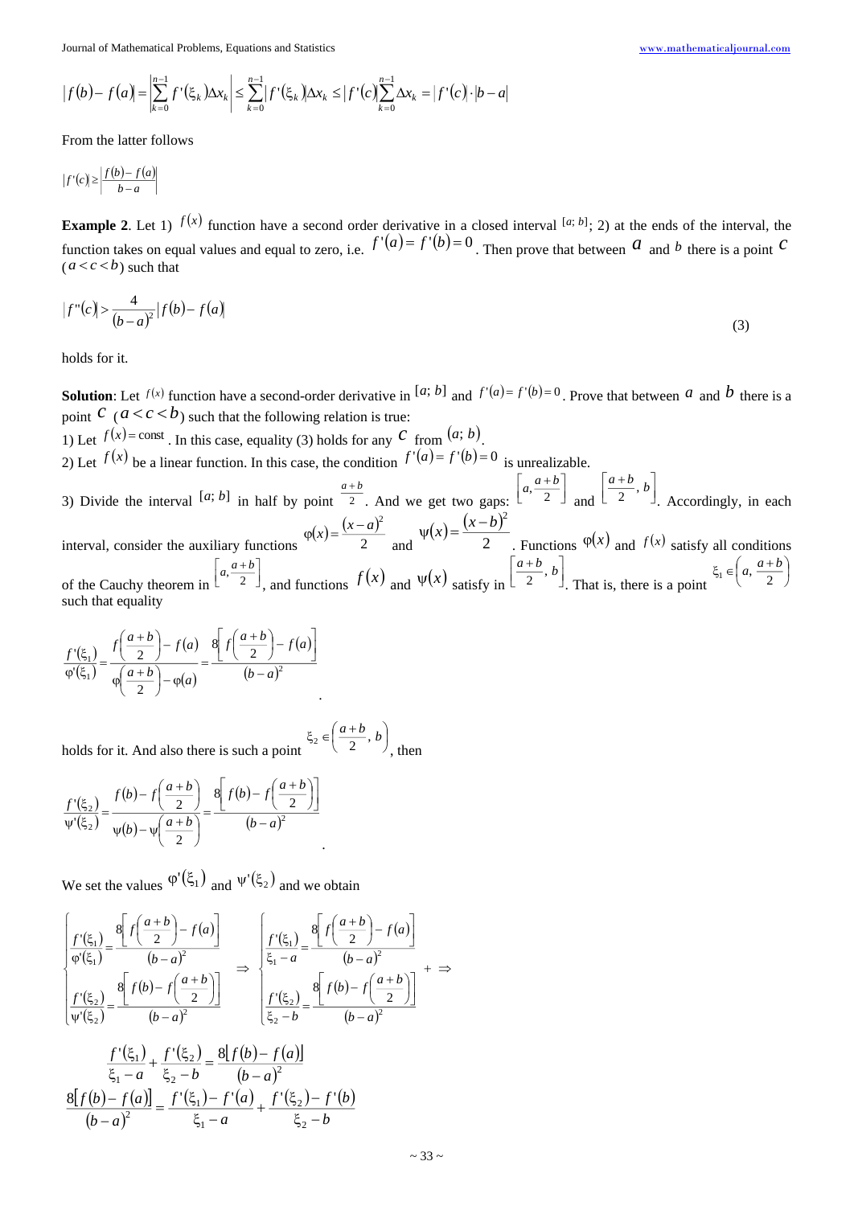$$|f(b) - f(a)| = \left|\sum_{k=0}^{n-1} f'(\xi_k)\Delta x_k\right| \leq \sum_{k=0}^{n-1} |f'(\xi_k)|\Delta x_k \leq |f'(c)| \sum_{k=0}^{n-1} \Delta x_k = |f'(c)| \cdot |b-a|$$

From the latter follows

$$|f'(c)| \geq \left|\frac{f(b) - f(a)}{b-a}\right|$$

**Example 2**. Let 1) $f(x)$ function have a second order derivative in a closed interval $[a;b]$; 2) at the ends of the interval, the function takes on equal values and equal to zero, i.e. $f'(a) = f'(b) = 0$. Then prove that between $a$ and $b$ there is a point $c$ ($a < c < b$) such that

$$|f''(c)| > \frac{4}{(b-a)^2}|f(b) - f(a)| \tag{3}$$

holds for it.

**Solution**: Let $f(x)$ function have a second-order derivative in $[a;b]$ and $f'(a) = f'(b) = 0$. Prove that between $a$ and $b$ there is a point $c$ ($a < c < b$) such that the following relation is true:

1) Let $f(x) = \text{const}$. In this case, equality (3) holds for any $c$ from $(a;b)$.

2) Let $f(x)$ be a linear function. In this case, the condition $f'(a) = f'(b) = 0$ is unrealizable.

3) Divide the interval $[a;b]$ in half by point $\frac{a+b}{2}$. And we get two gaps: $\left[a, \frac{a+b}{2}\right]$ and $\left[\frac{a+b}{2}, b\right]$. Accordingly, in each interval, consider the auxiliary functions $\varphi(x) = \frac{(x-a)^2}{2}$ and $\psi(x) = \frac{(x-b)^2}{2}$. Functions $\varphi(x)$ and $f(x)$ satisfy all conditions of the Cauchy theorem in $\left[a, \frac{a+b}{2}\right]$, and functions $f(x)$ and $\psi(x)$ satisfy in $\left[\frac{a+b}{2}, b\right]$. That is, there is a point $\xi_1 \in \left(a, \frac{a+b}{2}\right)$ such that equality

$$\frac{f'(\xi_1)}{\varphi'(\xi_1)} = \frac{f\left(\frac{a+b}{2}\right) - f(a)}{\varphi\left(\frac{a+b}{2}\right) - \varphi(a)} = \frac{8\left[f\left(\frac{a+b}{2}\right) - f(a)\right]}{(b-a)^2}.$$

holds for it. And also there is such a point $\xi_2 \in \left(\frac{a+b}{2}, b\right)$, then

$$\frac{f'(\xi_2)}{\psi'(\xi_2)} = \frac{f(b) - f\left(\frac{a+b}{2}\right)}{\psi(b) - \psi\left(\frac{a+b}{2}\right)} = \frac{8\left[f(b) - f\left(\frac{a+b}{2}\right)\right]}{(b-a)^2}.$$

We set the values $\varphi'(\xi_1)$ and $\psi'(\xi_2)$ and we obtain

$$\begin{cases} \dfrac{f'(\xi_1)}{\varphi'(\xi_1)} = \dfrac{8\left[f\left(\frac{a+b}{2}\right) - f(a)\right]}{(b-a)^2} \\[2ex] \dfrac{f'(\xi_2)}{\psi'(\xi_2)} = \dfrac{8\left[f(b) - f\left(\frac{a+b}{2}\right)\right]}{(b-a)^2} \end{cases} \Rightarrow \begin{cases} \dfrac{f'(\xi_1)}{\xi_1 - a} = \dfrac{8\left[f\left(\frac{a+b}{2}\right) - f(a)\right]}{(b-a)^2} \\[2ex] \dfrac{f'(\xi_2)}{\xi_2 - b} = \dfrac{8\left[f(b) - f\left(\frac{a+b}{2}\right)\right]}{(b-a)^2} \end{cases} + \Rightarrow$$

$$\frac{f'(\xi_1)}{\xi_1 - a} + \frac{f'(\xi_2)}{\xi_2 - b} = \frac{8[f(b) - f(a)]}{(b-a)^2}$$

$$\frac{8[f(b) - f(a)]}{(b-a)^2} = \frac{f'(\xi_1) - f'(a)}{\xi_1 - a} + \frac{f'(\xi_2) - f'(b)}{\xi_2 - b}$$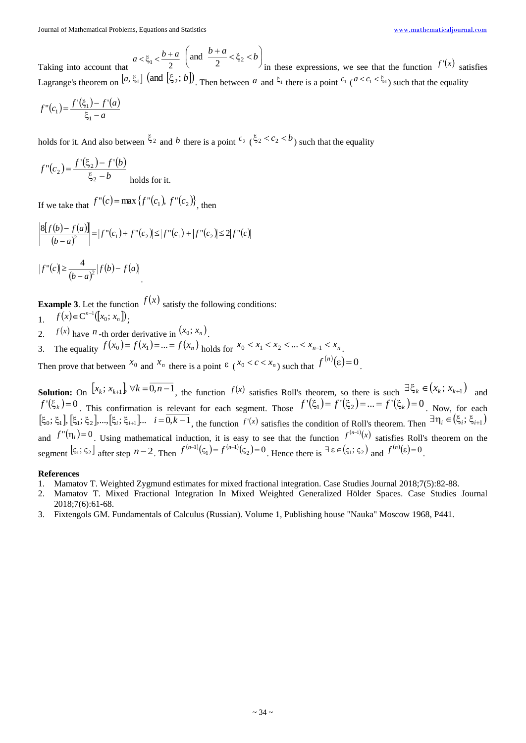Taking into account that $a < \xi_1 < \frac{b+a}{2}$ $\left(\text{and } \frac{b+a}{2} < \xi_2 < b\right)$ in these expressions, we see that the function $f'(x)$ satisfies Lagrange's theorem on $[a, \xi_1]$ $(\text{and } [\xi_2; b])$. Then between $a$ and $\xi_1$ there is a point $c_1$ ($a < c_1 < \xi_1$) such that the equality

$$f''(c_1) = \frac{f'(\xi_1) - f'(a)}{\xi_1 - a}$$

holds for it. And also between $\xi_2$ and $b$ there is a point $c_2$ ($\xi_2 < c_2 < b$) such that the equality

$$f''(c_2) = \frac{f'(\xi_2) - f'(b)}{\xi_2 - b}$$ holds for it.

If we take that $f''(c) = \max\{f''(c_1), f''(c_2)\}$, then

$$\left|\frac{8[f(b) - f(a)]}{(b-a)^2}\right| = |f''(c_1) + f''(c_2)| \le |f''(c_1)| + |f''(c_2)| \le 2|f''(c)|$$

$$|f''(c)| \ge \frac{4}{(b-a)^2}|f(b) - f(a)|.$$

**Example 3**. Let the function $f(x)$ satisfy the following conditions:

1. $f(x) \in C^{n-1}([x_0; x_n])$;
2. $f(x)$ have $n$-th order derivative in $(x_0; x_n)$.
3. The equality $f(x_0) = f(x_1) = ... = f(x_n)$ holds for $x_0 < x_1 < x_2 < ... < x_{n-1} < x_n$.

Then prove that between $x_0$ and $x_n$ there is a point $\varepsilon$ ($x_0 < c < x_n$) such that $f^{(n)}(\varepsilon) = 0$.

**Solution:** On $[x_k; x_{k+1}]$, $\forall k = \overline{0, n-1}$, the function $f(x)$ satisfies Roll's theorem, so there is such $\exists \xi_k \in (x_k; x_{k+1})$ and $f'(\xi_k) = 0$. This confirmation is relevant for each segment. Those $f'(\xi_1) = f'(\xi_2) = ... = f'(\xi_k) = 0$. Now, for each $[\xi_0; \xi_1], [\xi_1; \xi_2], ..., [\xi_i; \xi_{i+1}]...$ $i = \overline{0, k-1}$, the function $f'(x)$ satisfies the condition of Roll's theorem. Then $\exists \eta_i \in (\xi_i; \xi_{i+1})$ and $f''(\eta_i) = 0$. Using mathematical induction, it is easy to see that the function $f^{(n-1)}(x)$ satisfies Roll's theorem on the segment $[\varsigma_1; \varsigma_2]$ after step $n-2$. Then $f^{(n-1)}(\varsigma_1) = f^{(n-1)}(\varsigma_2) = 0$. Hence there is $\exists \varepsilon \in (\varsigma_1; \varsigma_2)$ and $f^{(n)}(\varepsilon) = 0$.

## References

1. Mamatov T. Weighted Zygmund estimates for mixed fractional integration. Case Studies Journal 2018;7(5):82-88.
2. Mamatov T. Mixed Fractional Integration In Mixed Weighted Generalized Hölder Spaces. Case Studies Journal 2018;7(6):61-68.
3. Fixtengols GM. Fundamentals of Calculus (Russian). Volume 1, Publishing house "Nauka" Moscow 1968, P441.